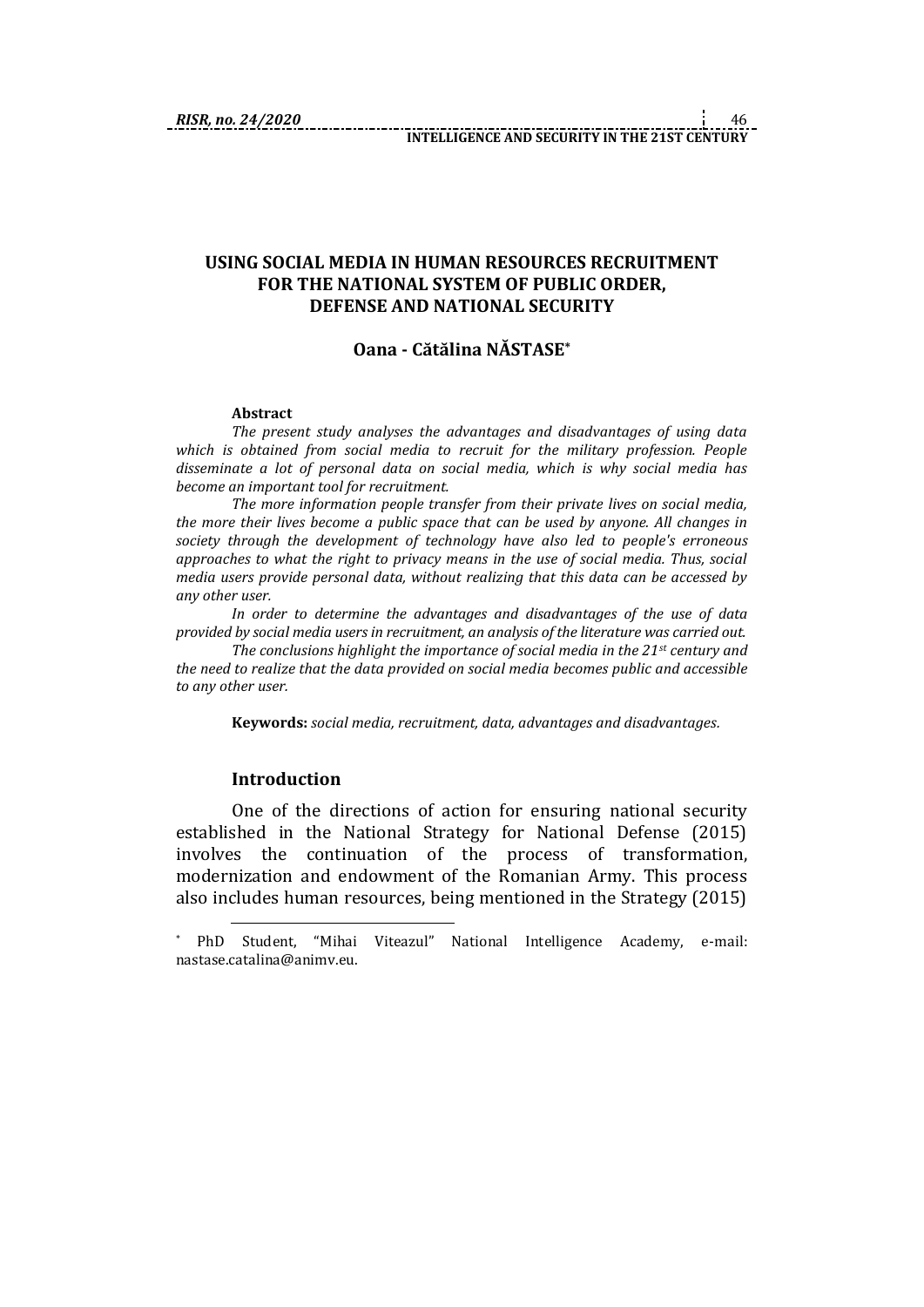# USING SOCIAL MEDIA IN HUMAN RESOURCES RECRUITMENT FOR THE NATIONAL SYSTEM OF PUBLIC ORDER, DEFENSE AND NATIONAL SECURITY

## Oana - Cătălina NĂSTASE*

**Abstract**

*The present study analyses the advantages and disadvantages of using data which is obtained from social media to recruit for the military profession. People disseminate a lot of personal data on social media, which is why social media has become an important tool for recruitment.*

*The more information people transfer from their private lives on social media, the more their lives become a public space that can be used by anyone. All changes in society through the development of technology have also led to people's erroneous approaches to what the right to privacy means in the use of social media. Thus, social media users provide personal data, without realizing that this data can be accessed by any other user.*

*In order to determine the advantages and disadvantages of the use of data provided by social media users in recruitment, an analysis of the literature was carried out.*

*The conclusions highlight the importance of social media in the 21st century and the need to realize that the data provided on social media becomes public and accessible to any other user.*

**Keywords:** *social media, recruitment, data, advantages and disadvantages.*

### Introduction

One of the directions of action for ensuring national security established in the National Strategy for National Defense (2015) involves the continuation of the process of transformation, modernization and endowment of the Romanian Army. This process also includes human resources, being mentioned in the Strategy (2015)

---

* PhD Student, "Mihai Viteazul" National Intelligence Academy, e-mail: nastase.catalina@animv.eu.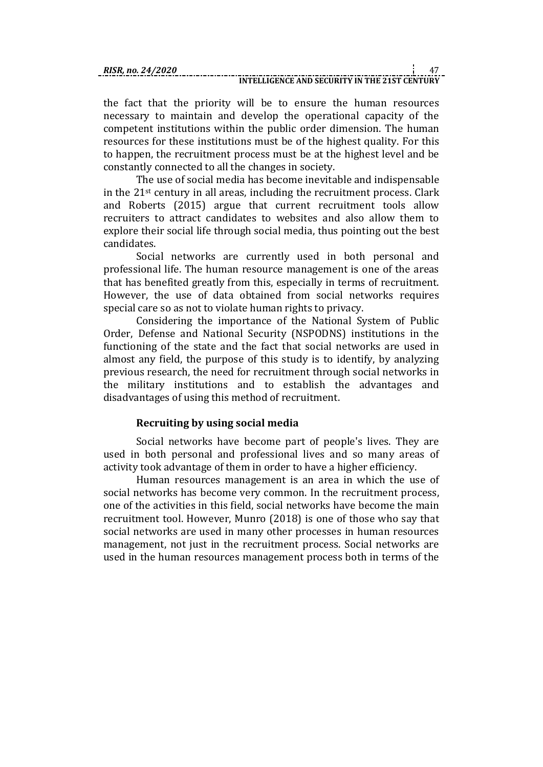the fact that the priority will be to ensure the human resources necessary to maintain and develop the operational capacity of the competent institutions within the public order dimension. The human resources for these institutions must be of the highest quality. For this to happen, the recruitment process must be at the highest level and be constantly connected to all the changes in society.

The use of social media has become inevitable and indispensable in the 21st century in all areas, including the recruitment process. Clark and Roberts (2015) argue that current recruitment tools allow recruiters to attract candidates to websites and also allow them to explore their social life through social media, thus pointing out the best candidates.

Social networks are currently used in both personal and professional life. The human resource management is one of the areas that has benefited greatly from this, especially in terms of recruitment. However, the use of data obtained from social networks requires special care so as not to violate human rights to privacy.

Considering the importance of the National System of Public Order, Defense and National Security (NSPODNS) institutions in the functioning of the state and the fact that social networks are used in almost any field, the purpose of this study is to identify, by analyzing previous research, the need for recruitment through social networks in the military institutions and to establish the advantages and disadvantages of using this method of recruitment.

## Recruiting by using social media

Social networks have become part of people's lives. They are used in both personal and professional lives and so many areas of activity took advantage of them in order to have a higher efficiency.

Human resources management is an area in which the use of social networks has become very common. In the recruitment process, one of the activities in this field, social networks have become the main recruitment tool. However, Munro (2018) is one of those who say that social networks are used in many other processes in human resources management, not just in the recruitment process. Social networks are used in the human resources management process both in terms of the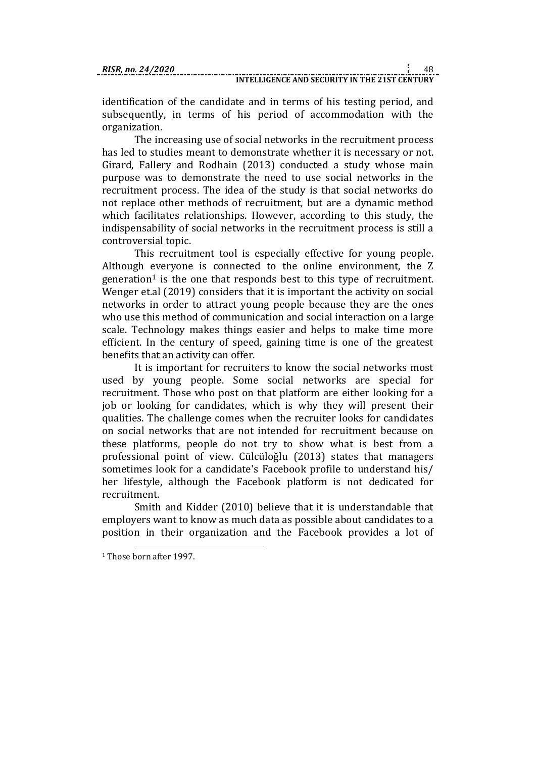identification of the candidate and in terms of his testing period, and subsequently, in terms of his period of accommodation with the organization.

The increasing use of social networks in the recruitment process has led to studies meant to demonstrate whether it is necessary or not. Girard, Fallery and Rodhain (2013) conducted a study whose main purpose was to demonstrate the need to use social networks in the recruitment process. The idea of the study is that social networks do not replace other methods of recruitment, but are a dynamic method which facilitates relationships. However, according to this study, the indispensability of social networks in the recruitment process is still a controversial topic.

This recruitment tool is especially effective for young people. Although everyone is connected to the online environment, the Z generation[1] is the one that responds best to this type of recruitment. Wenger et.al (2019) considers that it is important the activity on social networks in order to attract young people because they are the ones who use this method of communication and social interaction on a large scale. Technology makes things easier and helps to make time more efficient. In the century of speed, gaining time is one of the greatest benefits that an activity can offer.

It is important for recruiters to know the social networks most used by young people. Some social networks are special for recruitment. Those who post on that platform are either looking for a job or looking for candidates, which is why they will present their qualities. The challenge comes when the recruiter looks for candidates on social networks that are not intended for recruitment because on these platforms, people do not try to show what is best from a professional point of view. Cülcüloğlu (2013) states that managers sometimes look for a candidate's Facebook profile to understand his/ her lifestyle, although the Facebook platform is not dedicated for recruitment.

Smith and Kidder (2010) believe that it is understandable that employers want to know as much data as possible about candidates to a position in their organization and the Facebook provides a lot of

[1] Those born after 1997.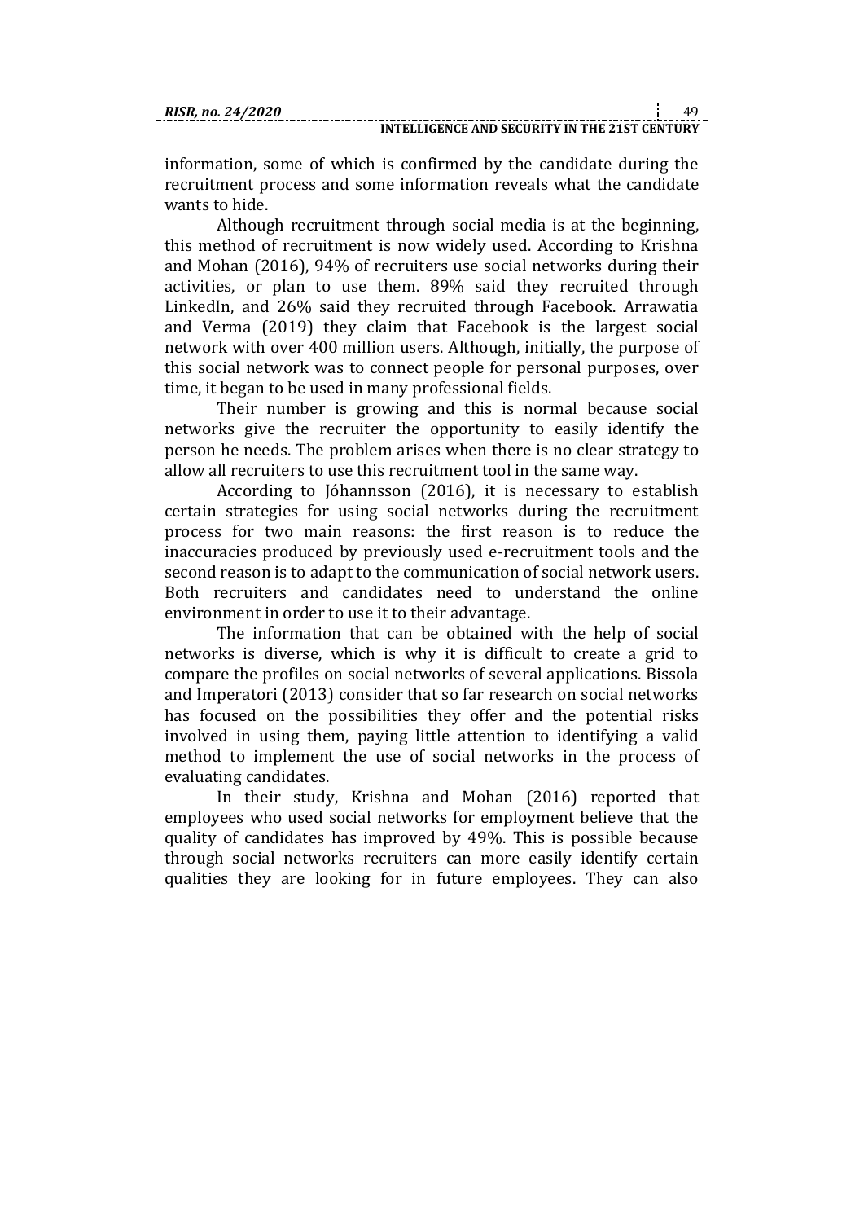information, some of which is confirmed by the candidate during the recruitment process and some information reveals what the candidate wants to hide.

Although recruitment through social media is at the beginning, this method of recruitment is now widely used. According to Krishna and Mohan (2016), 94% of recruiters use social networks during their activities, or plan to use them. 89% said they recruited through LinkedIn, and 26% said they recruited through Facebook. Arrawatia and Verma (2019) they claim that Facebook is the largest social network with over 400 million users. Although, initially, the purpose of this social network was to connect people for personal purposes, over time, it began to be used in many professional fields.

Their number is growing and this is normal because social networks give the recruiter the opportunity to easily identify the person he needs. The problem arises when there is no clear strategy to allow all recruiters to use this recruitment tool in the same way.

According to Jóhannsson (2016), it is necessary to establish certain strategies for using social networks during the recruitment process for two main reasons: the first reason is to reduce the inaccuracies produced by previously used e-recruitment tools and the second reason is to adapt to the communication of social network users. Both recruiters and candidates need to understand the online environment in order to use it to their advantage.

The information that can be obtained with the help of social networks is diverse, which is why it is difficult to create a grid to compare the profiles on social networks of several applications. Bissola and Imperatori (2013) consider that so far research on social networks has focused on the possibilities they offer and the potential risks involved in using them, paying little attention to identifying a valid method to implement the use of social networks in the process of evaluating candidates.

In their study, Krishna and Mohan (2016) reported that employees who used social networks for employment believe that the quality of candidates has improved by 49%. This is possible because through social networks recruiters can more easily identify certain qualities they are looking for in future employees. They can also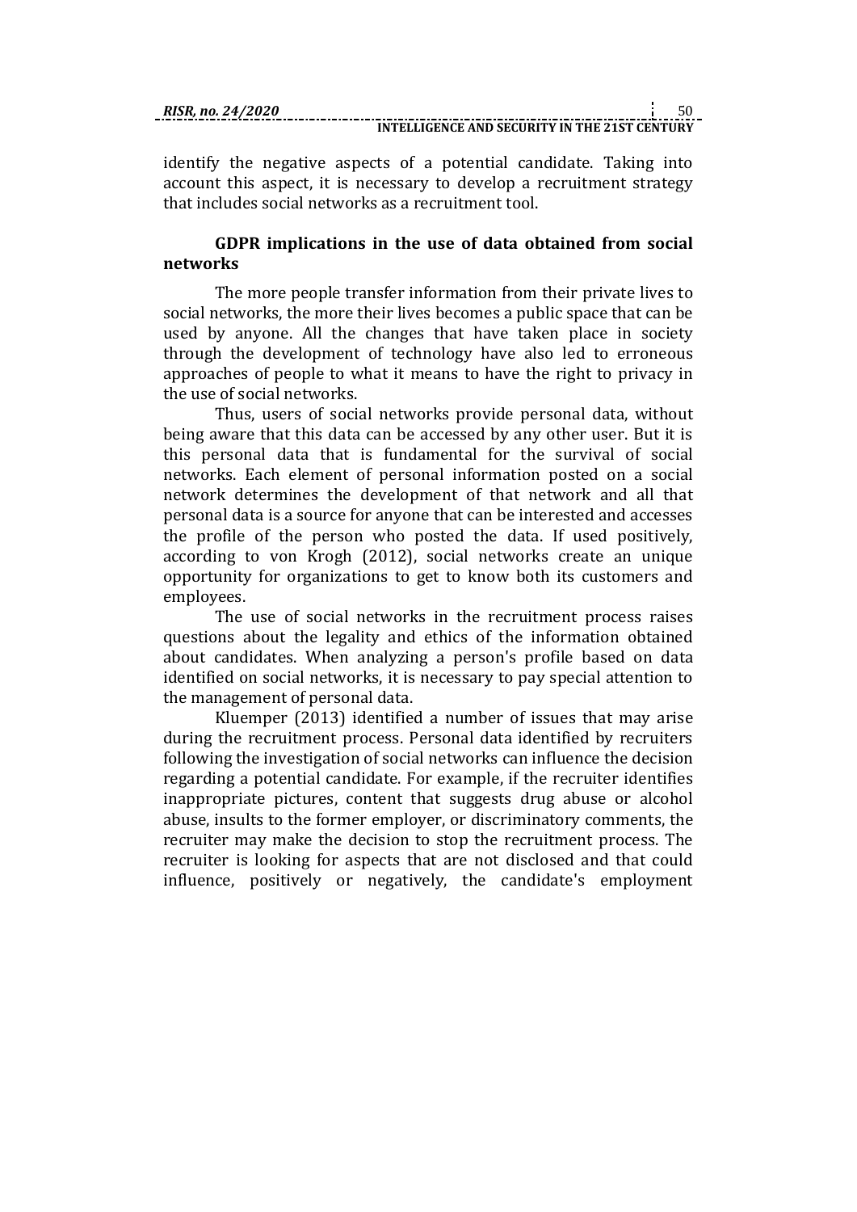identify the negative aspects of a potential candidate. Taking into account this aspect, it is necessary to develop a recruitment strategy that includes social networks as a recruitment tool.

## GDPR implications in the use of data obtained from social networks

The more people transfer information from their private lives to social networks, the more their lives becomes a public space that can be used by anyone. All the changes that have taken place in society through the development of technology have also led to erroneous approaches of people to what it means to have the right to privacy in the use of social networks.

Thus, users of social networks provide personal data, without being aware that this data can be accessed by any other user. But it is this personal data that is fundamental for the survival of social networks. Each element of personal information posted on a social network determines the development of that network and all that personal data is a source for anyone that can be interested and accesses the profile of the person who posted the data. If used positively, according to von Krogh (2012), social networks create an unique opportunity for organizations to get to know both its customers and employees.

The use of social networks in the recruitment process raises questions about the legality and ethics of the information obtained about candidates. When analyzing a person's profile based on data identified on social networks, it is necessary to pay special attention to the management of personal data.

Kluemper (2013) identified a number of issues that may arise during the recruitment process. Personal data identified by recruiters following the investigation of social networks can influence the decision regarding a potential candidate. For example, if the recruiter identifies inappropriate pictures, content that suggests drug abuse or alcohol abuse, insults to the former employer, or discriminatory comments, the recruiter may make the decision to stop the recruitment process. The recruiter is looking for aspects that are not disclosed and that could influence, positively or negatively, the candidate's employment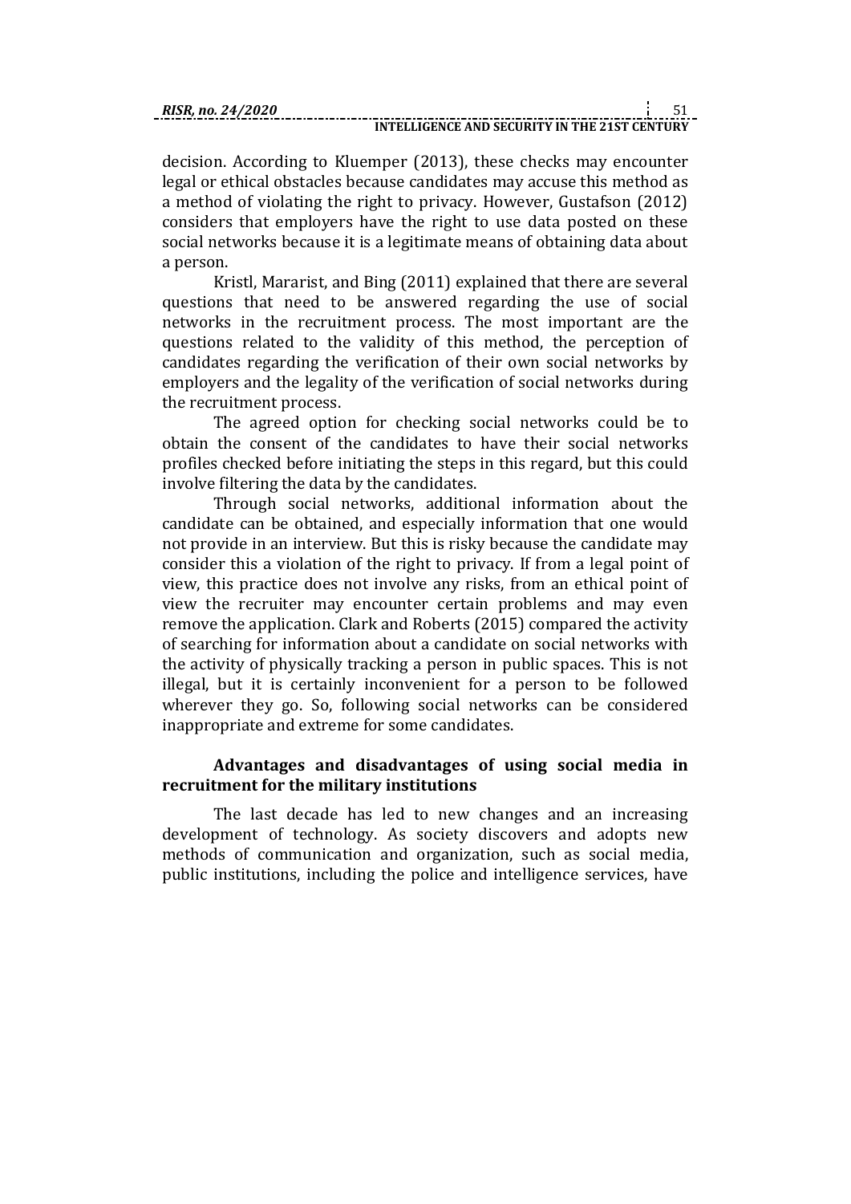decision. According to Kluemper (2013), these checks may encounter legal or ethical obstacles because candidates may accuse this method as a method of violating the right to privacy. However, Gustafson (2012) considers that employers have the right to use data posted on these social networks because it is a legitimate means of obtaining data about a person.

Kristl, Mararist, and Bing (2011) explained that there are several questions that need to be answered regarding the use of social networks in the recruitment process. The most important are the questions related to the validity of this method, the perception of candidates regarding the verification of their own social networks by employers and the legality of the verification of social networks during the recruitment process.

The agreed option for checking social networks could be to obtain the consent of the candidates to have their social networks profiles checked before initiating the steps in this regard, but this could involve filtering the data by the candidates.

Through social networks, additional information about the candidate can be obtained, and especially information that one would not provide in an interview. But this is risky because the candidate may consider this a violation of the right to privacy. If from a legal point of view, this practice does not involve any risks, from an ethical point of view the recruiter may encounter certain problems and may even remove the application. Clark and Roberts (2015) compared the activity of searching for information about a candidate on social networks with the activity of physically tracking a person in public spaces. This is not illegal, but it is certainly inconvenient for a person to be followed wherever they go. So, following social networks can be considered inappropriate and extreme for some candidates.

## Advantages and disadvantages of using social media in recruitment for the military institutions

The last decade has led to new changes and an increasing development of technology. As society discovers and adopts new methods of communication and organization, such as social media, public institutions, including the police and intelligence services, have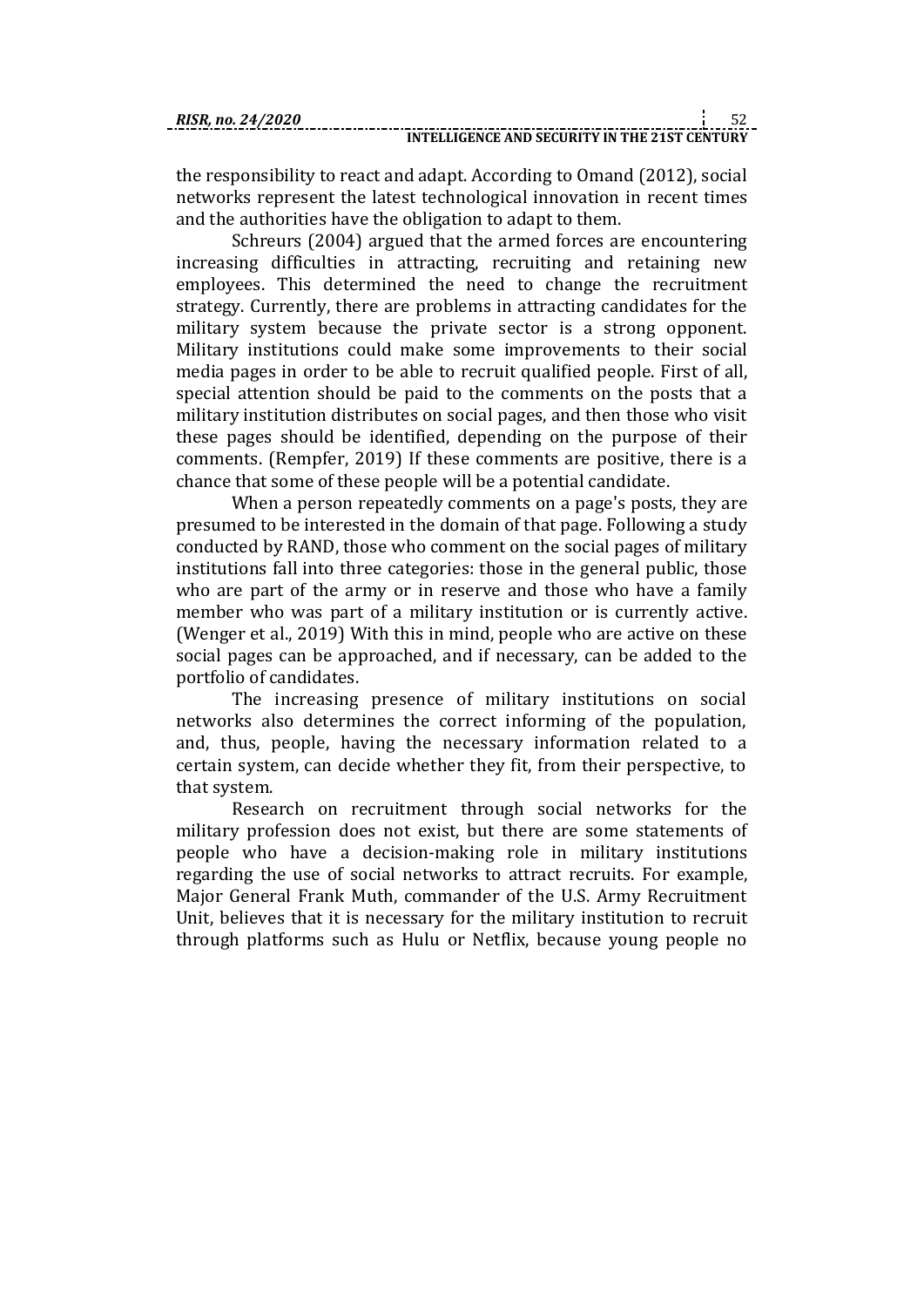the responsibility to react and adapt. According to Omand (2012), social networks represent the latest technological innovation in recent times and the authorities have the obligation to adapt to them.

Schreurs (2004) argued that the armed forces are encountering increasing difficulties in attracting, recruiting and retaining new employees. This determined the need to change the recruitment strategy. Currently, there are problems in attracting candidates for the military system because the private sector is a strong opponent. Military institutions could make some improvements to their social media pages in order to be able to recruit qualified people. First of all, special attention should be paid to the comments on the posts that a military institution distributes on social pages, and then those who visit these pages should be identified, depending on the purpose of their comments. (Rempfer, 2019) If these comments are positive, there is a chance that some of these people will be a potential candidate.

When a person repeatedly comments on a page's posts, they are presumed to be interested in the domain of that page. Following a study conducted by RAND, those who comment on the social pages of military institutions fall into three categories: those in the general public, those who are part of the army or in reserve and those who have a family member who was part of a military institution or is currently active. (Wenger et al., 2019) With this in mind, people who are active on these social pages can be approached, and if necessary, can be added to the portfolio of candidates.

The increasing presence of military institutions on social networks also determines the correct informing of the population, and, thus, people, having the necessary information related to a certain system, can decide whether they fit, from their perspective, to that system.

Research on recruitment through social networks for the military profession does not exist, but there are some statements of people who have a decision-making role in military institutions regarding the use of social networks to attract recruits. For example, Major General Frank Muth, commander of the U.S. Army Recruitment Unit, believes that it is necessary for the military institution to recruit through platforms such as Hulu or Netflix, because young people no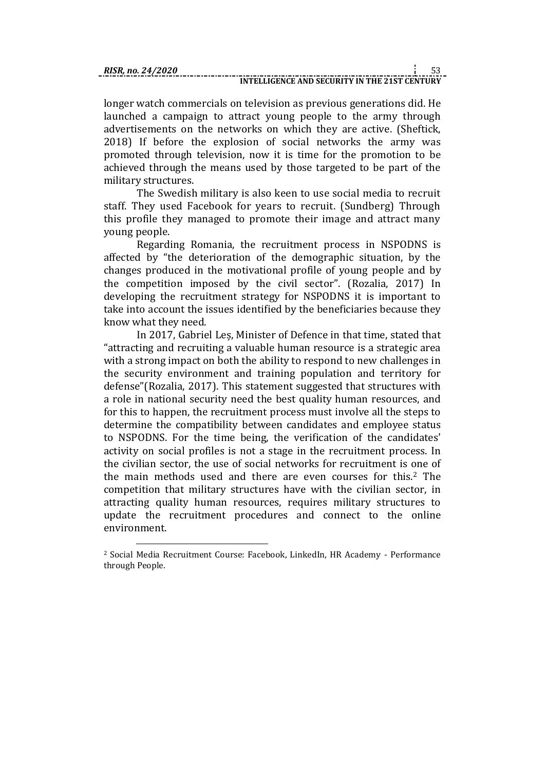longer watch commercials on television as previous generations did. He launched a campaign to attract young people to the army through advertisements on the networks on which they are active. (Sheftick, 2018) If before the explosion of social networks the army was promoted through television, now it is time for the promotion to be achieved through the means used by those targeted to be part of the military structures.

The Swedish military is also keen to use social media to recruit staff. They used Facebook for years to recruit. (Sundberg) Through this profile they managed to promote their image and attract many young people.

Regarding Romania, the recruitment process in NSPODNS is affected by "the deterioration of the demographic situation, by the changes produced in the motivational profile of young people and by the competition imposed by the civil sector". (Rozalia, 2017) In developing the recruitment strategy for NSPODNS it is important to take into account the issues identified by the beneficiaries because they know what they need.

In 2017, Gabriel Leș, Minister of Defence in that time, stated that "attracting and recruiting a valuable human resource is a strategic area with a strong impact on both the ability to respond to new challenges in the security environment and training population and territory for defense"(Rozalia, 2017). This statement suggested that structures with a role in national security need the best quality human resources, and for this to happen, the recruitment process must involve all the steps to determine the compatibility between candidates and employee status to NSPODNS. For the time being, the verification of the candidates' activity on social profiles is not a stage in the recruitment process. In the civilian sector, the use of social networks for recruitment is one of the main methods used and there are even courses for this.[2] The competition that military structures have with the civilian sector, in attracting quality human resources, requires military structures to update the recruitment procedures and connect to the online environment.

[2] Social Media Recruitment Course: Facebook, LinkedIn, HR Academy - Performance through People.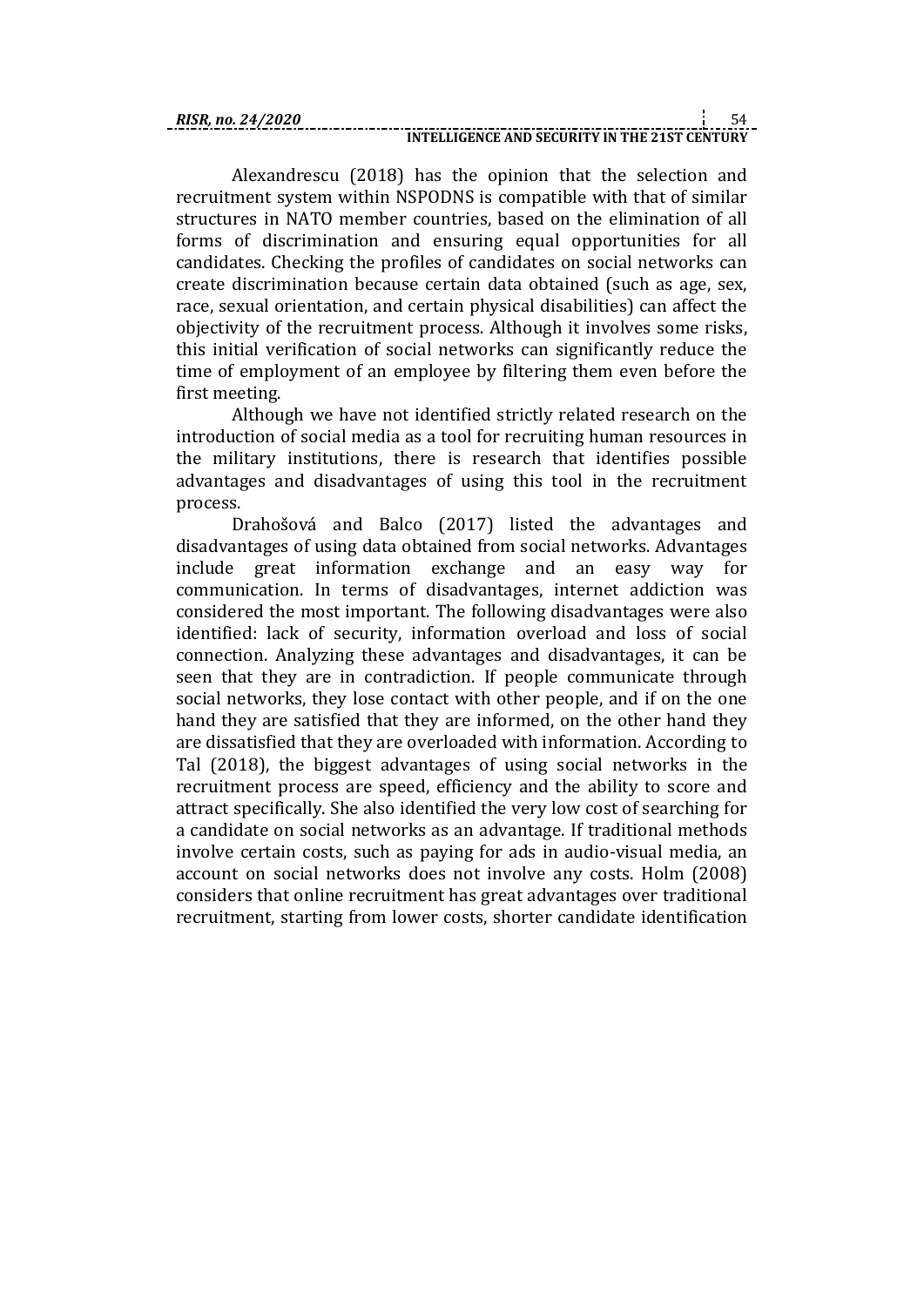Alexandrescu (2018) has the opinion that the selection and recruitment system within NSPODNS is compatible with that of similar structures in NATO member countries, based on the elimination of all forms of discrimination and ensuring equal opportunities for all candidates. Checking the profiles of candidates on social networks can create discrimination because certain data obtained (such as age, sex, race, sexual orientation, and certain physical disabilities) can affect the objectivity of the recruitment process. Although it involves some risks, this initial verification of social networks can significantly reduce the time of employment of an employee by filtering them even before the first meeting.

Although we have not identified strictly related research on the introduction of social media as a tool for recruiting human resources in the military institutions, there is research that identifies possible advantages and disadvantages of using this tool in the recruitment process.

Drahošová and Balco (2017) listed the advantages and disadvantages of using data obtained from social networks. Advantages include great information exchange and an easy way for communication. In terms of disadvantages, internet addiction was considered the most important. The following disadvantages were also identified: lack of security, information overload and loss of social connection. Analyzing these advantages and disadvantages, it can be seen that they are in contradiction. If people communicate through social networks, they lose contact with other people, and if on the one hand they are satisfied that they are informed, on the other hand they are dissatisfied that they are overloaded with information. According to Tal (2018), the biggest advantages of using social networks in the recruitment process are speed, efficiency and the ability to score and attract specifically. She also identified the very low cost of searching for a candidate on social networks as an advantage. If traditional methods involve certain costs, such as paying for ads in audio-visual media, an account on social networks does not involve any costs. Holm (2008) considers that online recruitment has great advantages over traditional recruitment, starting from lower costs, shorter candidate identification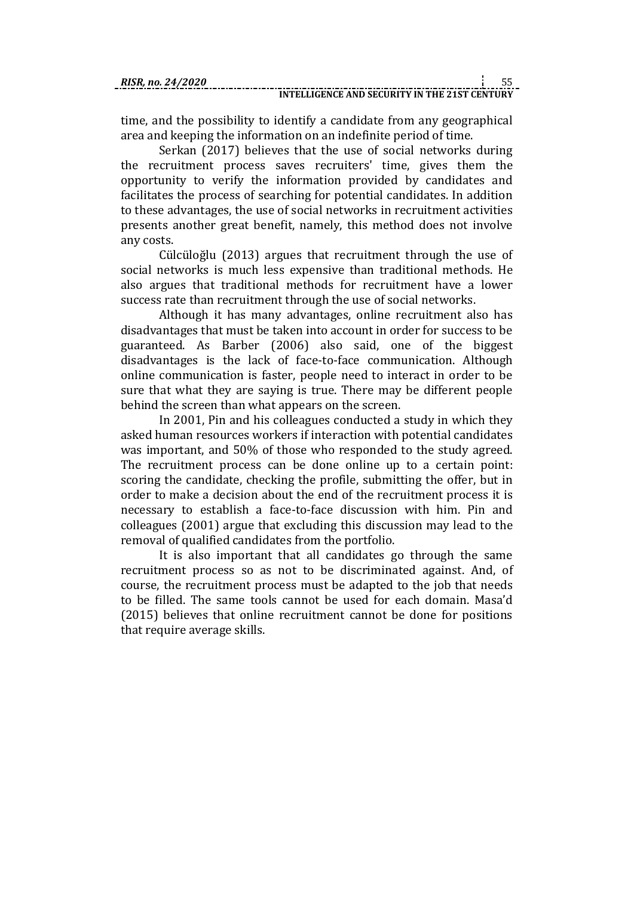time, and the possibility to identify a candidate from any geographical area and keeping the information on an indefinite period of time.

Serkan (2017) believes that the use of social networks during the recruitment process saves recruiters' time, gives them the opportunity to verify the information provided by candidates and facilitates the process of searching for potential candidates. In addition to these advantages, the use of social networks in recruitment activities presents another great benefit, namely, this method does not involve any costs.

Cülcüloğlu (2013) argues that recruitment through the use of social networks is much less expensive than traditional methods. He also argues that traditional methods for recruitment have a lower success rate than recruitment through the use of social networks.

Although it has many advantages, online recruitment also has disadvantages that must be taken into account in order for success to be guaranteed. As Barber (2006) also said, one of the biggest disadvantages is the lack of face-to-face communication. Although online communication is faster, people need to interact in order to be sure that what they are saying is true. There may be different people behind the screen than what appears on the screen.

In 2001, Pin and his colleagues conducted a study in which they asked human resources workers if interaction with potential candidates was important, and 50% of those who responded to the study agreed. The recruitment process can be done online up to a certain point: scoring the candidate, checking the profile, submitting the offer, but in order to make a decision about the end of the recruitment process it is necessary to establish a face-to-face discussion with him. Pin and colleagues (2001) argue that excluding this discussion may lead to the removal of qualified candidates from the portfolio.

It is also important that all candidates go through the same recruitment process so as not to be discriminated against. And, of course, the recruitment process must be adapted to the job that needs to be filled. The same tools cannot be used for each domain. Masa'd (2015) believes that online recruitment cannot be done for positions that require average skills.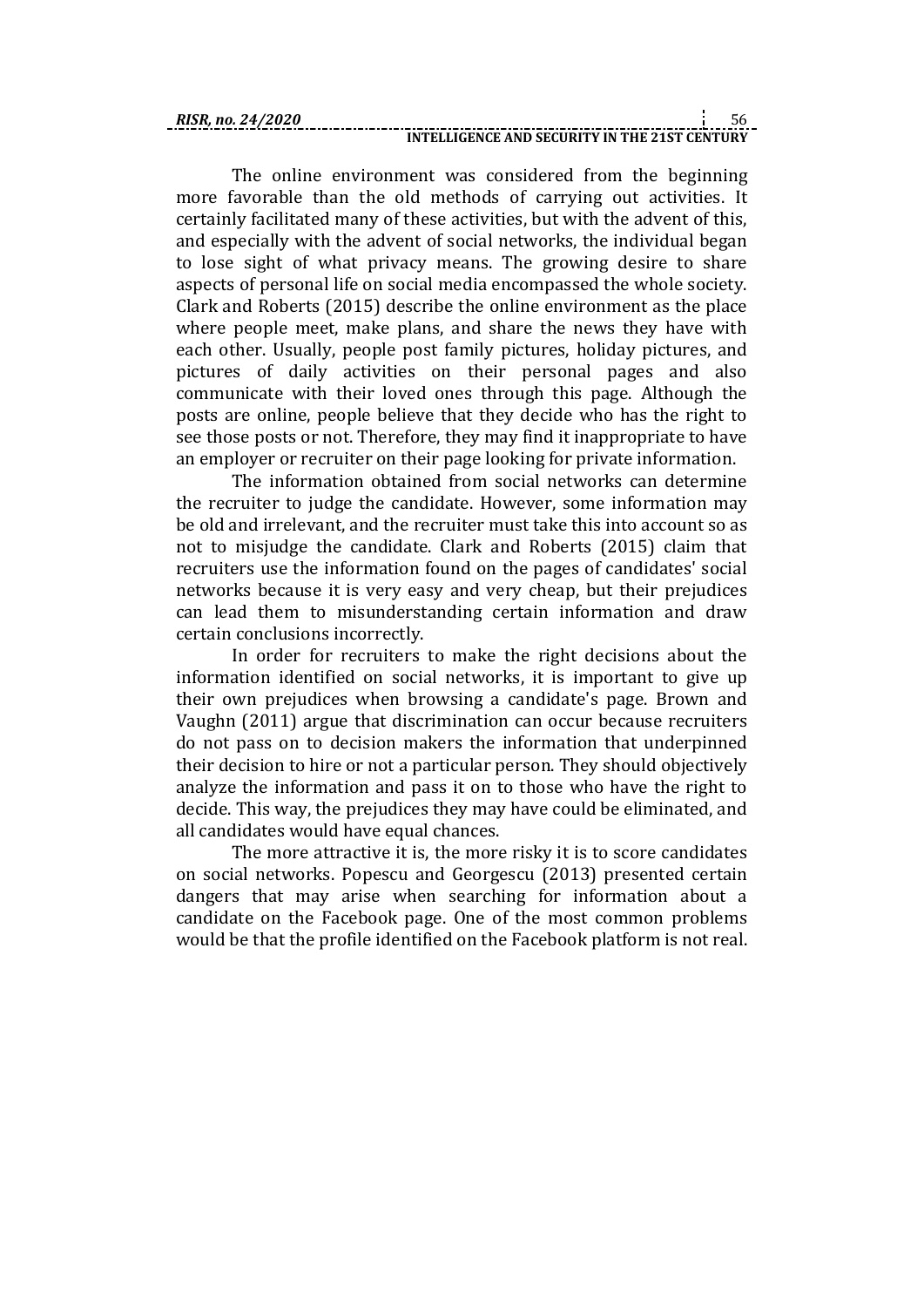The online environment was considered from the beginning more favorable than the old methods of carrying out activities. It certainly facilitated many of these activities, but with the advent of this, and especially with the advent of social networks, the individual began to lose sight of what privacy means. The growing desire to share aspects of personal life on social media encompassed the whole society. Clark and Roberts (2015) describe the online environment as the place where people meet, make plans, and share the news they have with each other. Usually, people post family pictures, holiday pictures, and pictures of daily activities on their personal pages and also communicate with their loved ones through this page. Although the posts are online, people believe that they decide who has the right to see those posts or not. Therefore, they may find it inappropriate to have an employer or recruiter on their page looking for private information.

The information obtained from social networks can determine the recruiter to judge the candidate. However, some information may be old and irrelevant, and the recruiter must take this into account so as not to misjudge the candidate. Clark and Roberts (2015) claim that recruiters use the information found on the pages of candidates' social networks because it is very easy and very cheap, but their prejudices can lead them to misunderstanding certain information and draw certain conclusions incorrectly.

In order for recruiters to make the right decisions about the information identified on social networks, it is important to give up their own prejudices when browsing a candidate's page. Brown and Vaughn (2011) argue that discrimination can occur because recruiters do not pass on to decision makers the information that underpinned their decision to hire or not a particular person. They should objectively analyze the information and pass it on to those who have the right to decide. This way, the prejudices they may have could be eliminated, and all candidates would have equal chances.

The more attractive it is, the more risky it is to score candidates on social networks. Popescu and Georgescu (2013) presented certain dangers that may arise when searching for information about a candidate on the Facebook page. One of the most common problems would be that the profile identified on the Facebook platform is not real.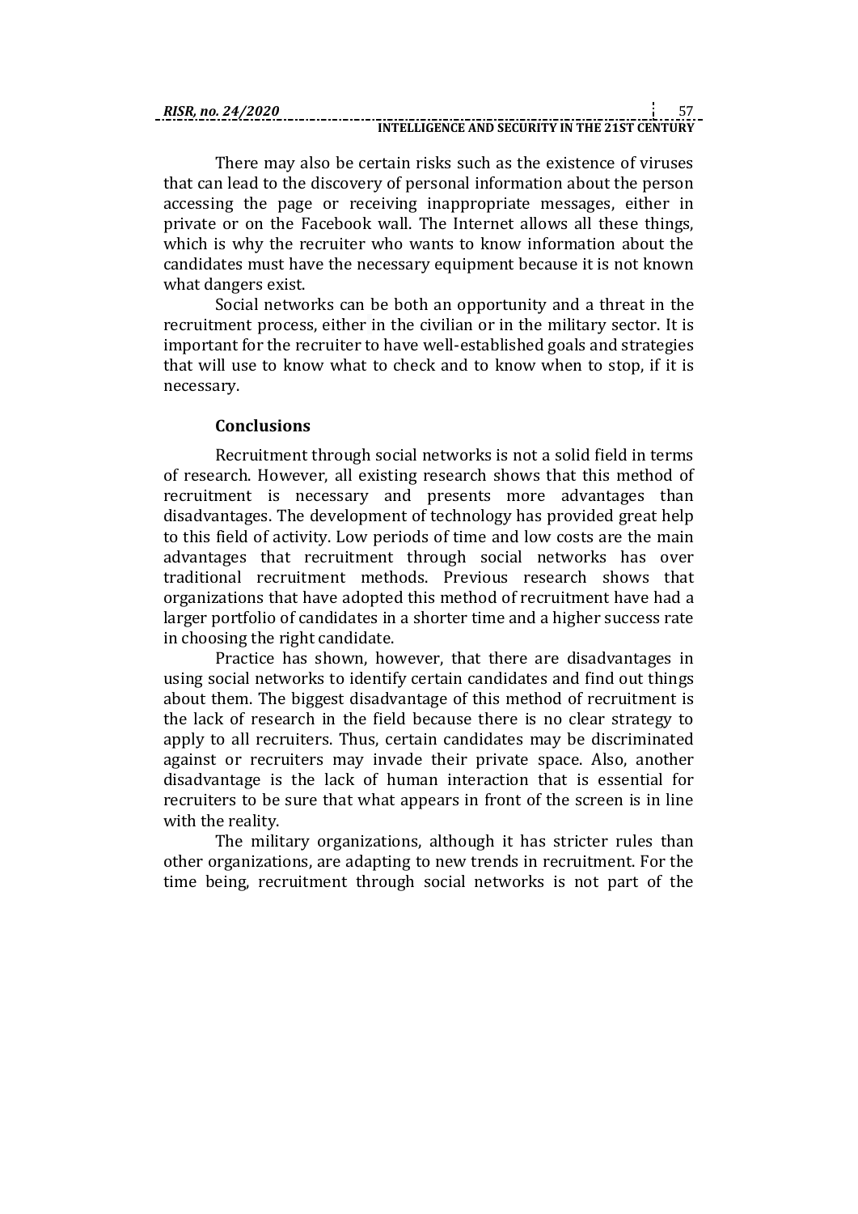There may also be certain risks such as the existence of viruses that can lead to the discovery of personal information about the person accessing the page or receiving inappropriate messages, either in private or on the Facebook wall. The Internet allows all these things, which is why the recruiter who wants to know information about the candidates must have the necessary equipment because it is not known what dangers exist.

Social networks can be both an opportunity and a threat in the recruitment process, either in the civilian or in the military sector. It is important for the recruiter to have well-established goals and strategies that will use to know what to check and to know when to stop, if it is necessary.

## Conclusions

Recruitment through social networks is not a solid field in terms of research. However, all existing research shows that this method of recruitment is necessary and presents more advantages than disadvantages. The development of technology has provided great help to this field of activity. Low periods of time and low costs are the main advantages that recruitment through social networks has over traditional recruitment methods. Previous research shows that organizations that have adopted this method of recruitment have had a larger portfolio of candidates in a shorter time and a higher success rate in choosing the right candidate.

Practice has shown, however, that there are disadvantages in using social networks to identify certain candidates and find out things about them. The biggest disadvantage of this method of recruitment is the lack of research in the field because there is no clear strategy to apply to all recruiters. Thus, certain candidates may be discriminated against or recruiters may invade their private space. Also, another disadvantage is the lack of human interaction that is essential for recruiters to be sure that what appears in front of the screen is in line with the reality.

The military organizations, although it has stricter rules than other organizations, are adapting to new trends in recruitment. For the time being, recruitment through social networks is not part of the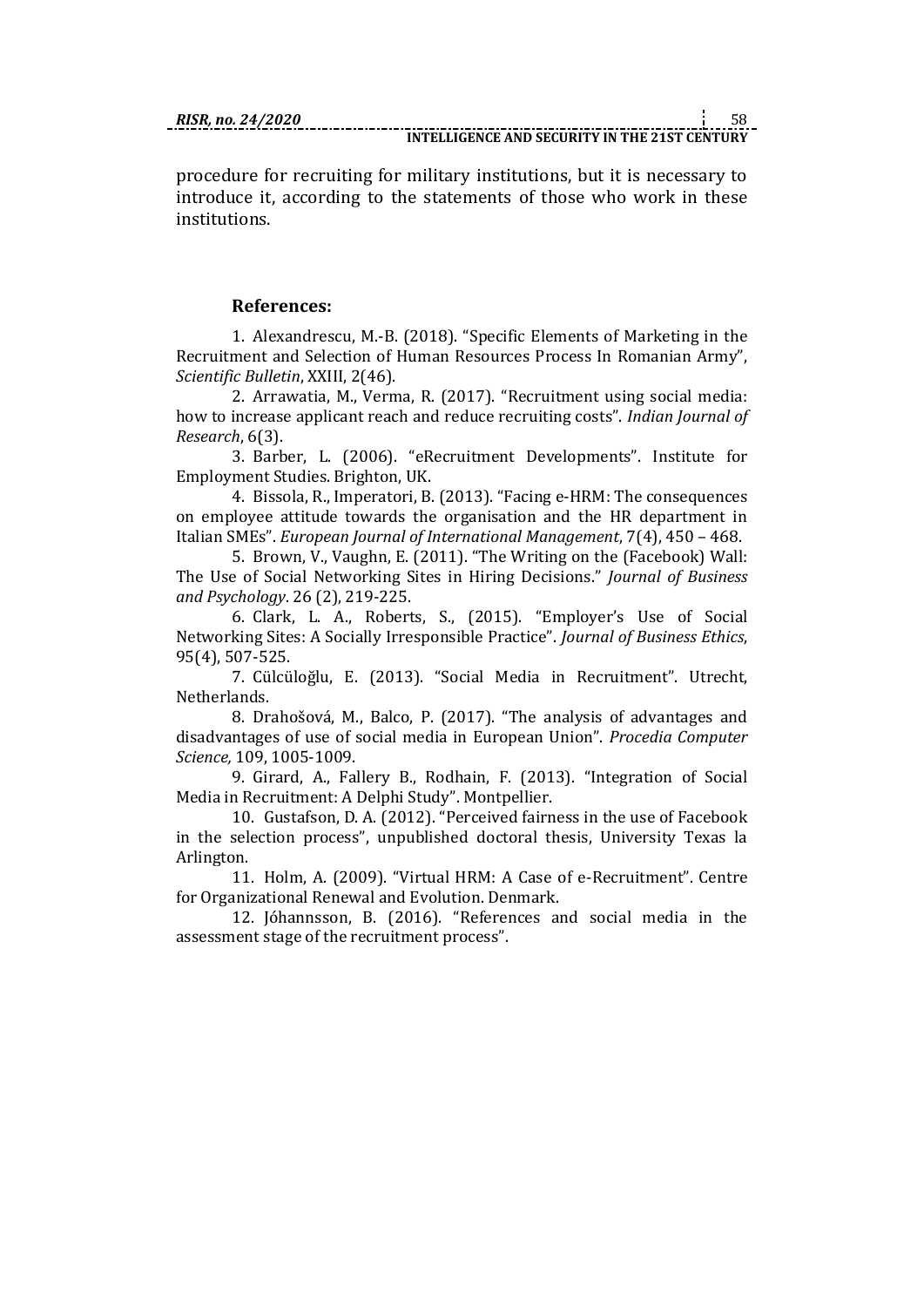procedure for recruiting for military institutions, but it is necessary to introduce it, according to the statements of those who work in these institutions.

## References:

1. Alexandrescu, M.-B. (2018). "Specific Elements of Marketing in the Recruitment and Selection of Human Resources Process In Romanian Army", *Scientific Bulletin*, XXIII, 2(46).
2. Arrawatia, M., Verma, R. (2017). "Recruitment using social media: how to increase applicant reach and reduce recruiting costs". *Indian Journal of Research*, 6(3).
3. Barber, L. (2006). "eRecruitment Developments". Institute for Employment Studies. Brighton, UK.
4. Bissola, R., Imperatori, B. (2013). "Facing e-HRM: The consequences on employee attitude towards the organisation and the HR department in Italian SMEs". *European Journal of International Management*, 7(4), 450 – 468.
5. Brown, V., Vaughn, E. (2011). "The Writing on the (Facebook) Wall: The Use of Social Networking Sites in Hiring Decisions." *Journal of Business and Psychology*. 26 (2), 219-225.
6. Clark, L. A., Roberts, S., (2015). "Employer's Use of Social Networking Sites: A Socially Irresponsible Practice". *Journal of Business Ethics*, 95(4), 507-525.
7. Cülcüloğlu, E. (2013). "Social Media in Recruitment". Utrecht, Netherlands.
8. Drahošová, M., Balco, P. (2017). "The analysis of advantages and disadvantages of use of social media in European Union". *Procedia Computer Science,* 109, 1005-1009.
9. Girard, A., Fallery B., Rodhain, F. (2013). "Integration of Social Media in Recruitment: A Delphi Study". Montpellier.
10. Gustafson, D. A. (2012). "Perceived fairness in the use of Facebook in the selection process", unpublished doctoral thesis, University Texas la Arlington.
11. Holm, A. (2009). "Virtual HRM: A Case of e-Recruitment". Centre for Organizational Renewal and Evolution. Denmark.
12. Jóhannsson, B. (2016). "References and social media in the assessment stage of the recruitment process".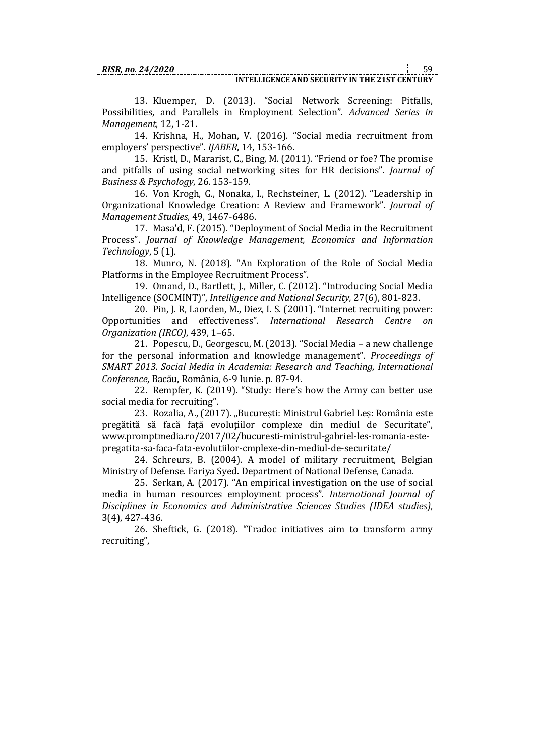13. Kluemper, D. (2013). "Social Network Screening: Pitfalls, Possibilities, and Parallels in Employment Selection". *Advanced Series in Management*, 12, 1-21.

14. Krishna, H., Mohan, V. (2016). "Social media recruitment from employers' perspective". *IJABER*, 14, 153-166.

15. Kristl, D., Mararist, C., Bing, M. (2011). "Friend or foe? The promise and pitfalls of using social networking sites for HR decisions". *Journal of Business & Psychology*, 26. 153-159.

16. Von Krogh, G., Nonaka, I., Rechsteiner, L. (2012). "Leadership in Organizational Knowledge Creation: A Review and Framework". *Journal of Management Studies,* 49, 1467-6486.

17. Masa'd, F. (2015). "Deployment of Social Media in the Recruitment Process". *Journal of Knowledge Management, Economics and Information Technology*, 5 (1).

18. Munro, N. (2018). "An Exploration of the Role of Social Media Platforms in the Employee Recruitment Process".

19. Omand, D., Bartlett, J., Miller, C. (2012). "Introducing Social Media Intelligence (SOCMINT)", *Intelligence and National Security,* 27(6), 801-823.

20. Pin, J. R, Laorden, M., Diez, I. S. (2001). "Internet recruiting power: Opportunities and effectiveness". *International Research Centre on Organization (IRCO)*, 439, 1–65.

21. Popescu, D., Georgescu, M. (2013). "Social Media – a new challenge for the personal information and knowledge management". *Proceedings of SMART 2013. Social Media in Academia: Research and Teaching, International Conference*, Bacău, România, 6-9 Iunie. p. 87-94.

22. Rempfer, K. (2019). "Study: Here's how the Army can better use social media for recruiting".

23. Rozalia, A., (2017). „București: Ministrul Gabriel Leș: România este pregătită să facă față evoluțiilor complexe din mediul de Securitate", www.promptmedia.ro/2017/02/bucuresti-ministrul-gabriel-les-romania-este-pregatita-sa-faca-fata-evolutiilor-cmplexe-din-mediul-de-securitate/

24. Schreurs, B. (2004). A model of military recruitment, Belgian Ministry of Defense. Fariya Syed. Department of National Defense, Canada.

25. Serkan, A. (2017). "An empirical investigation on the use of social media in human resources employment process". *International Journal of Disciplines in Economics and Administrative Sciences Studies (IDEA studies)*, 3(4), 427-436.

26. Sheftick, G. (2018). "Tradoc initiatives aim to transform army recruiting",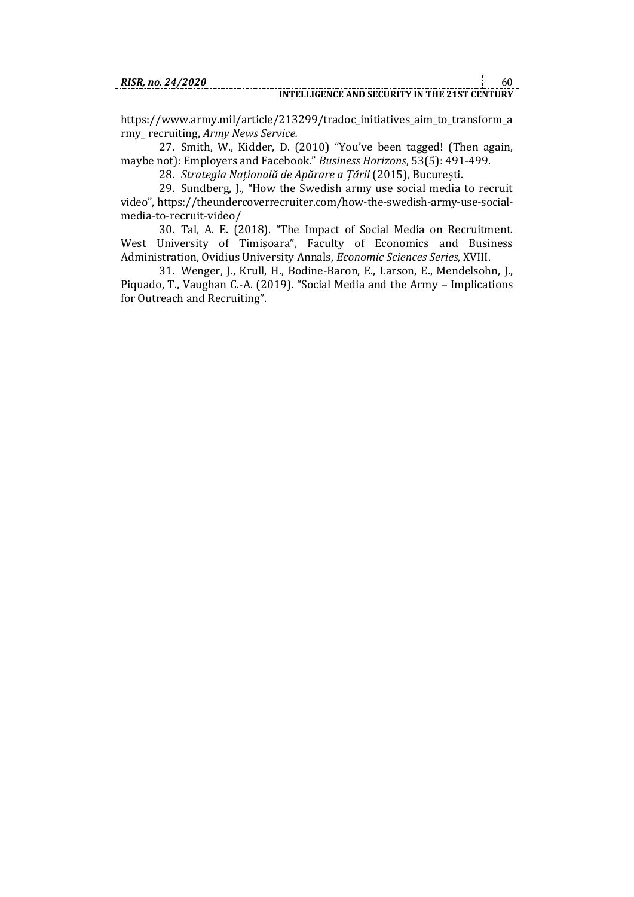https://www.army.mil/article/213299/tradoc_initiatives_aim_to_transform_army_ recruiting, *Army News Service.*

27. Smith, W., Kidder, D. (2010) "You've been tagged! (Then again, maybe not): Employers and Facebook." *Business Horizons*, 53(5): 491-499.

28. *Strategia Națională de Apărare a Țării* (2015), București.

29. Sundberg, J., "How the Swedish army use social media to recruit video", https://theundercoverrecruiter.com/how-the-swedish-army-use-social-media-to-recruit-video/

30. Tal, A. E. (2018). "The Impact of Social Media on Recruitment. West University of Timișoara", Faculty of Economics and Business Administration, Ovidius University Annals, *Economic Sciences Series*, XVIII.

31. Wenger, J., Krull, H., Bodine-Baron, E., Larson, E., Mendelsohn, J., Piquado, T., Vaughan C.-A. (2019). "Social Media and the Army – Implications for Outreach and Recruiting".